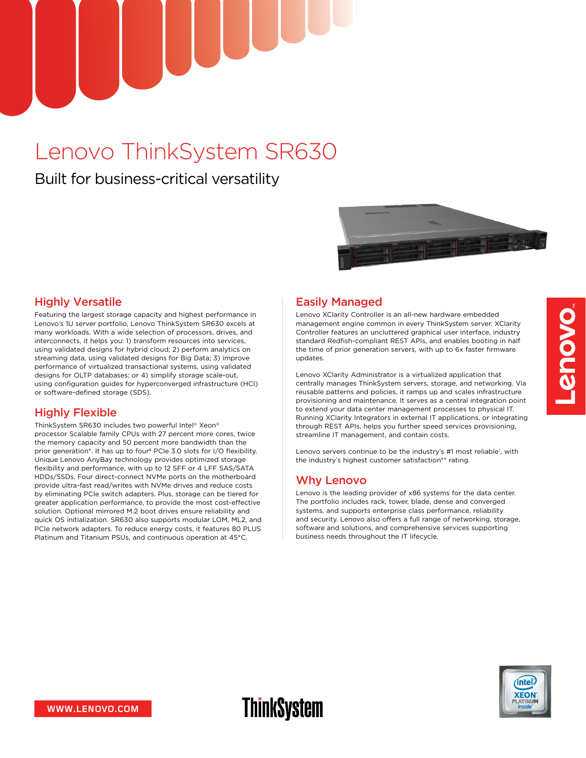# Lenovo ThinkSystem SR630

Built for business-critical versatility

## Highly Versatile

Featuring the largest storage capacity and highest performance in Lenovo's 1U server portfolio, Lenovo ThinkSystem SR630 excels at many workloads. With a wide selection of processors, drives, and interconnects, it helps you: 1) transform resources into services, using validated designs for hybrid cloud; 2) perform analytics on streaming data, using validated designs for Big Data; 3) improve performance of virtualized transactional systems, using validated designs for OLTP databases; or 4) simplify storage scale-out, using configuration guides for hyperconverged infrastructure (HCI) or software-defined storage (SDS).

## Highly Flexible

ThinkSystem SR630 includes two powerful Intel® Xeon® processor Scalable family CPUs with 27 percent more cores, twice the memory capacity and 50 percent more bandwidth than the prior generation*. It has up to four[§] PCIe 3.0 slots for I/O flexibility. Unique Lenovo AnyBay technology provides optimized storage flexibility and performance, with up to 12 SFF or 4 LFF SAS/SATA HDDs/SSDs. Four direct-connect NVMe ports on the motherboard provide ultra-fast read/writes with NVMe drives and reduce costs by eliminating PCIe switch adapters. Plus, storage can be tiered for greater application performance, to provide the most cost-effective solution. Optional mirrored M.2 boot drives ensure reliability and quick OS initialization. SR630 also supports modular LOM, ML2, and PCIe network adapters. To reduce energy costs, it features 80 PLUS Platinum and Titanium PSUs, and continuous operation at 45°C.

## Easily Managed

Lenovo XClarity Controller is an all-new hardware embedded management engine common in every ThinkSystem server. XClarity Controller features an uncluttered graphical user interface, industry standard Redfish-compliant REST APIs, and enables booting in half the time of prior generation servers, with up to 6x faster firmware updates.

Lenovo XClarity Administrator is a virtualized application that centrally manages ThinkSystem servers, storage, and networking. Via reusable patterns and policies, it ramps up and scales infrastructure provisioning and maintenance. It serves as a central integration point to extend your data center management processes to physical IT. Running XClarity Integrators in external IT applications, or integrating through REST APIs, helps you further speed services provisioning, streamline IT management, and contain costs.

Lenovo servers continue to be the industry's #1 most reliable[†], with the industry's highest customer satisfaction** rating.

## Why Lenovo

Lenovo is the leading provider of x86 systems for the data center. The portfolio includes rack, tower, blade, dense and converged systems, and supports enterprise class performance, reliability and security. Lenovo also offers a full range of networking, storage, software and solutions, and comprehensive services supporting business needs throughout the IT lifecycle.

WWW.LENOVO.COM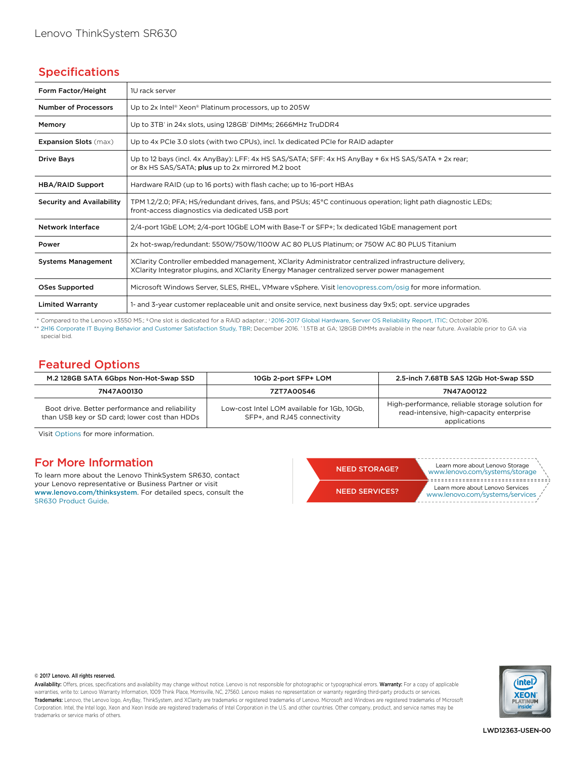## Specifications

| | |
|---|---|
| **Form Factor/Height** | 1U rack server |
| **Number of Processors** | Up to 2x Intel® Xeon® Platinum processors, up to 205W |
| **Memory** | Up to 3TB[†] in 24x slots, using 128GB[†] DIMMs; 2666MHz TruDDR4 |
| **Expansion Slots** (max) | Up to 4x PCIe 3.0 slots (with two CPUs), incl. 1x dedicated PCIe for RAID adapter |
| **Drive Bays** | Up to 12 bays (incl. 4x AnyBay): LFF: 4x HS SAS/SATA; SFF: 4x HS AnyBay + 6x HS SAS/SATA + 2x rear; or 8x HS SAS/SATA; **plus** up to 2x mirrored M.2 boot |
| **HBA/RAID Support** | Hardware RAID (up to 16 ports) with flash cache; up to 16-port HBAs |
| **Security and Availability** | TPM 1.2/2.0; PFA; HS/redundant drives, fans, and PSUs; 45°C continuous operation; light path diagnostic LEDs; front-access diagnostics via dedicated USB port |
| **Network Interface** | 2/4-port 1GbE LOM; 2/4-port 10GbE LOM with Base-T or SFP+; 1x dedicated 1GbE management port |
| **Power** | 2x hot-swap/redundant: 550W/750W/1100W AC 80 PLUS Platinum; or 750W AC 80 PLUS Titanium |
| **Systems Management** | XClarity Controller embedded management, XClarity Administrator centralized infrastructure delivery, XClarity Integrator plugins, and XClarity Energy Manager centralized server power management |
| **OSes Supported** | Microsoft Windows Server, SLES, RHEL, VMware vSphere. Visit lenovopress.com/osig for more information. |
| **Limited Warranty** | 1- and 3-year customer replaceable unit and onsite service, next business day 9x5; opt. service upgrades |

* Compared to the Lenovo x3550 M5.; [§] One slot is dedicated for a RAID adapter.; [‡] 2016-2017 Global Hardware, Server OS Reliability Report, ITIC; October 2016.
** 2H16 Corporate IT Buying Behavior and Customer Satisfaction Study, TBR; December 2016. [†] 1.5TB at GA; 128GB DIMMs available in the near future. Available prior to GA via special bid.

## Featured Options

| M.2 128GB SATA 6Gbps Non-Hot-Swap SSD | 10Gb 2-port SFP+ LOM | 2.5-inch 7.68TB SAS 12Gb Hot-Swap SSD |
|---|---|---|
| 7N47A00130 | 7ZT7A00546 | 7N47A00122 |
| Boot drive. Better performance and reliability than USB key or SD card; lower cost than HDDs | Low-cost Intel LOM available for 1Gb, 10Gb, SFP+, and RJ45 connectivity | High-performance, reliable storage solution for read-intensive, high-capacity enterprise applications |

Visit Options for more information.

## For More Information

To learn more about the Lenovo ThinkSystem SR630, contact your Lenovo representative or Business Partner or visit **www.lenovo.com/thinksystem**. For detailed specs, consult the SR630 Product Guide.

**NEED STORAGE?** Learn more about Lenovo Storage www.lenovo.com/systems/storage

**NEED SERVICES?** Learn more about Lenovo Services www.lenovo.com/systems/services

© 2017 Lenovo. All rights reserved.

**Availability:** Offers, prices, specifications and availability may change without notice. Lenovo is not responsible for photographic or typographical errors. **Warranty:** For a copy of applicable warranties, write to: Lenovo Warranty Information, 1009 Think Place, Morrisville, NC, 27560. Lenovo makes no representation or warranty regarding third-party products or services. **Trademarks:** Lenovo, the Lenovo logo, AnyBay, ThinkSystem, and XClarity are trademarks or registered trademarks of Lenovo. Microsoft and Windows are registered trademarks of Microsoft Corporation. Intel, the Intel logo, Xeon and Xeon Inside are registered trademarks of Intel Corporation in the U.S. and other countries. Other company, product, and service names may be trademarks or service marks of others.

LWD12363-USEN-00